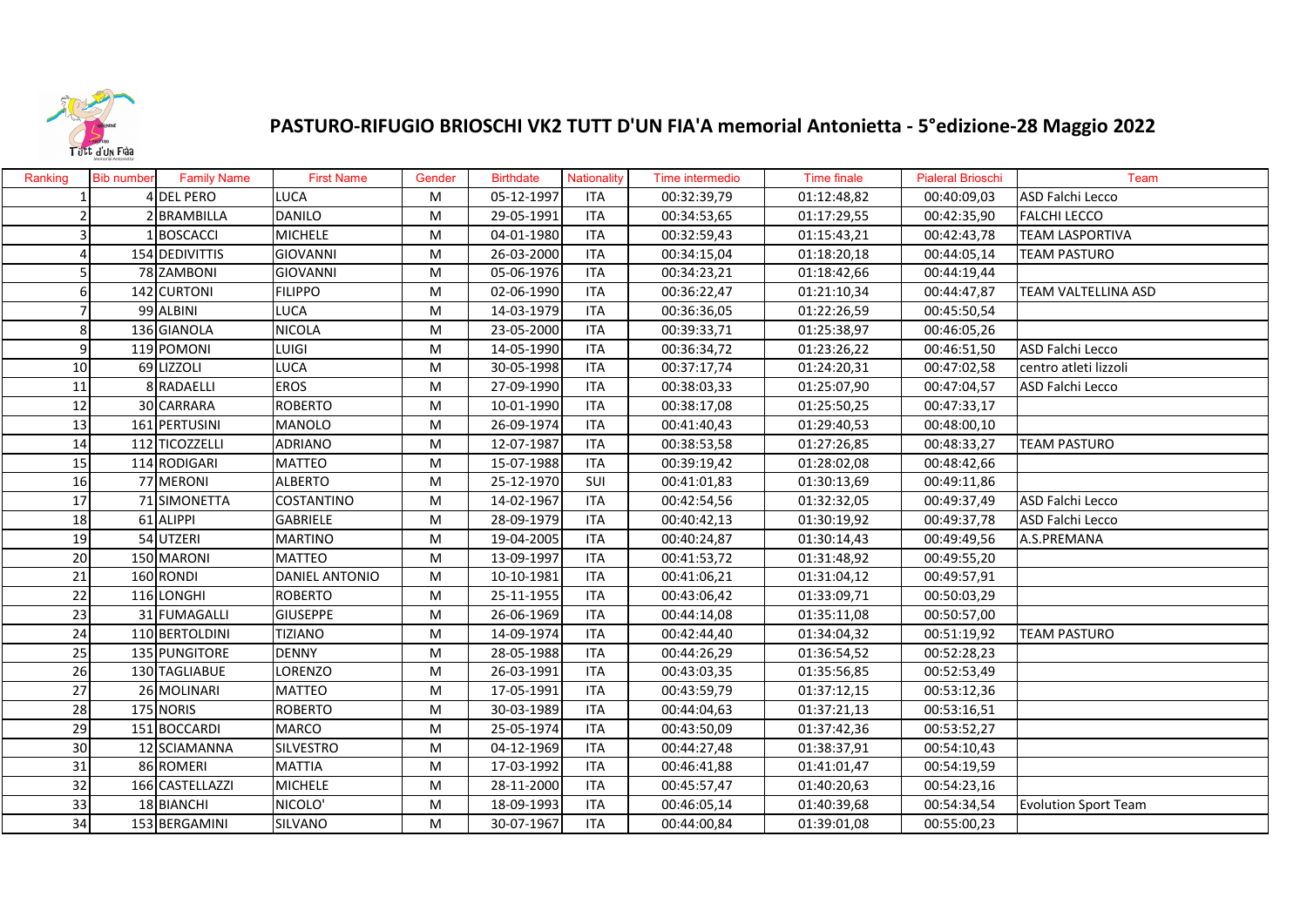# PASTURO-RIFUGIO BRIOSCHI VK2 TUTT D'UN FIA'A memorial Antonietta - 5°edizione-28 Maggio 2022

| Ranking | Bib number | Family Name | First Name | Gender | Birthdate | Nationality | Time intermedio | Time finale | Pialeral Brioschi | Team |
|---|---|---|---|---|---|---|---|---|---|---|
| 1 | 4 | DEL PERO | LUCA | M | 05-12-1997 | ITA | 00:32:39,79 | 01:12:48,82 | 00:40:09,03 | ASD Falchi Lecco |
| 2 | 2 | BRAMBILLA | DANILO | M | 29-05-1991 | ITA | 00:34:53,65 | 01:17:29,55 | 00:42:35,90 | FALCHI LECCO |
| 3 | 1 | BOSCACCI | MICHELE | M | 04-01-1980 | ITA | 00:32:59,43 | 01:15:43,21 | 00:42:43,78 | TEAM LASPORTIVA |
| 4 | 154 | DEDIVITTIS | GIOVANNI | M | 26-03-2000 | ITA | 00:34:15,04 | 01:18:20,18 | 00:44:05,14 | TEAM PASTURO |
| 5 | 78 | ZAMBONI | GIOVANNI | M | 05-06-1976 | ITA | 00:34:23,21 | 01:18:42,66 | 00:44:19,44 | |
| 6 | 142 | CURTONI | FILIPPO | M | 02-06-1990 | ITA | 00:36:22,47 | 01:21:10,34 | 00:44:47,87 | TEAM VALTELLINA ASD |
| 7 | 99 | ALBINI | LUCA | M | 14-03-1979 | ITA | 00:36:36,05 | 01:22:26,59 | 00:45:50,54 | |
| 8 | 136 | GIANOLA | NICOLA | M | 23-05-2000 | ITA | 00:39:33,71 | 01:25:38,97 | 00:46:05,26 | |
| 9 | 119 | POMONI | LUIGI | M | 14-05-1990 | ITA | 00:36:34,72 | 01:23:26,22 | 00:46:51,50 | ASD Falchi Lecco |
| 10 | 69 | LIZZOLI | LUCA | M | 30-05-1998 | ITA | 00:37:17,74 | 01:24:20,31 | 00:47:02,58 | centro atleti lizzoli |
| 11 | 8 | RADAELLI | EROS | M | 27-09-1990 | ITA | 00:38:03,33 | 01:25:07,90 | 00:47:04,57 | ASD Falchi Lecco |
| 12 | 30 | CARRARA | ROBERTO | M | 10-01-1990 | ITA | 00:38:17,08 | 01:25:50,25 | 00:47:33,17 | |
| 13 | 161 | PERTUSINI | MANOLO | M | 26-09-1974 | ITA | 00:41:40,43 | 01:29:40,53 | 00:48:00,10 | |
| 14 | 112 | TICOZZELLI | ADRIANO | M | 12-07-1987 | ITA | 00:38:53,58 | 01:27:26,85 | 00:48:33,27 | TEAM PASTURO |
| 15 | 114 | RODIGARI | MATTEO | M | 15-07-1988 | ITA | 00:39:19,42 | 01:28:02,08 | 00:48:42,66 | |
| 16 | 77 | MERONI | ALBERTO | M | 25-12-1970 | SUI | 00:41:01,83 | 01:30:13,69 | 00:49:11,86 | |
| 17 | 71 | SIMONETTA | COSTANTINO | M | 14-02-1967 | ITA | 00:42:54,56 | 01:32:32,05 | 00:49:37,49 | ASD Falchi Lecco |
| 18 | 61 | ALIPPI | GABRIELE | M | 28-09-1979 | ITA | 00:40:42,13 | 01:30:19,92 | 00:49:37,78 | ASD Falchi Lecco |
| 19 | 54 | UTZERI | MARTINO | M | 19-04-2005 | ITA | 00:40:24,87 | 01:30:14,43 | 00:49:49,56 | A.S.PREMANA |
| 20 | 150 | MARONI | MATTEO | M | 13-09-1997 | ITA | 00:41:53,72 | 01:31:48,92 | 00:49:55,20 | |
| 21 | 160 | RONDI | DANIEL ANTONIO | M | 10-10-1981 | ITA | 00:41:06,21 | 01:31:04,12 | 00:49:57,91 | |
| 22 | 116 | LONGHI | ROBERTO | M | 25-11-1955 | ITA | 00:43:06,42 | 01:33:09,71 | 00:50:03,29 | |
| 23 | 31 | FUMAGALLI | GIUSEPPE | M | 26-06-1969 | ITA | 00:44:14,08 | 01:35:11,08 | 00:50:57,00 | |
| 24 | 110 | BERTOLDINI | TIZIANO | M | 14-09-1974 | ITA | 00:42:44,40 | 01:34:04,32 | 00:51:19,92 | TEAM PASTURO |
| 25 | 135 | PUNGITORE | DENNY | M | 28-05-1988 | ITA | 00:44:26,29 | 01:36:54,52 | 00:52:28,23 | |
| 26 | 130 | TAGLIABUE | LORENZO | M | 26-03-1991 | ITA | 00:43:03,35 | 01:35:56,85 | 00:52:53,49 | |
| 27 | 26 | MOLINARI | MATTEO | M | 17-05-1991 | ITA | 00:43:59,79 | 01:37:12,15 | 00:53:12,36 | |
| 28 | 175 | NORIS | ROBERTO | M | 30-03-1989 | ITA | 00:44:04,63 | 01:37:21,13 | 00:53:16,51 | |
| 29 | 151 | BOCCARDI | MARCO | M | 25-05-1974 | ITA | 00:43:50,09 | 01:37:42,36 | 00:53:52,27 | |
| 30 | 12 | SCIAMANNA | SILVESTRO | M | 04-12-1969 | ITA | 00:44:27,48 | 01:38:37,91 | 00:54:10,43 | |
| 31 | 86 | ROMERI | MATTIA | M | 17-03-1992 | ITA | 00:46:41,88 | 01:41:01,47 | 00:54:19,59 | |
| 32 | 166 | CASTELLAZZI | MICHELE | M | 28-11-2000 | ITA | 00:45:57,47 | 01:40:20,63 | 00:54:23,16 | |
| 33 | 18 | BIANCHI | NICOLO' | M | 18-09-1993 | ITA | 00:46:05,14 | 01:40:39,68 | 00:54:34,54 | Evolution Sport Team |
| 34 | 153 | BERGAMINI | SILVANO | M | 30-07-1967 | ITA | 00:44:00,84 | 01:39:01,08 | 00:55:00,23 | |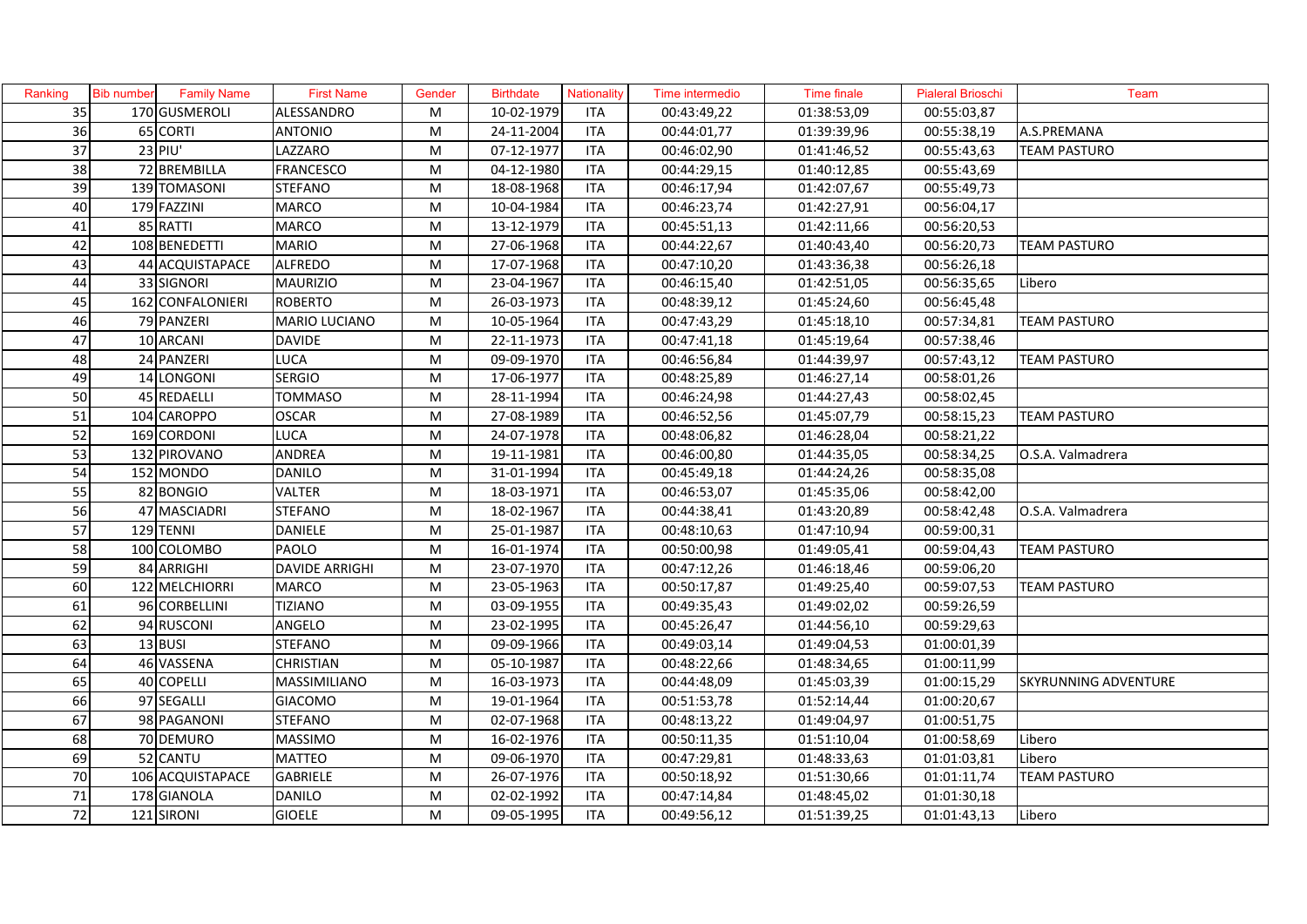| Ranking | Bib number | Family Name | First Name | Gender | Birthdate | Nationality | Time intermedio | Time finale | Pialeral Brioschi | Team |
|---|---|---|---|---|---|---|---|---|---|---|
| 35 | 170 | GUSMEROLI | ALESSANDRO | M | 10-02-1979 | ITA | 00:43:49,22 | 01:38:53,09 | 00:55:03,87 | |
| 36 | 65 | CORTI | ANTONIO | M | 24-11-2004 | ITA | 00:44:01,77 | 01:39:39,96 | 00:55:38,19 | A.S.PREMANA |
| 37 | 23 | PIU' | LAZZARO | M | 07-12-1977 | ITA | 00:46:02,90 | 01:41:46,52 | 00:55:43,63 | TEAM PASTURO |
| 38 | 72 | BREMBILLA | FRANCESCO | M | 04-12-1980 | ITA | 00:44:29,15 | 01:40:12,85 | 00:55:43,69 | |
| 39 | 139 | TOMASONI | STEFANO | M | 18-08-1968 | ITA | 00:46:17,94 | 01:42:07,67 | 00:55:49,73 | |
| 40 | 179 | FAZZINI | MARCO | M | 10-04-1984 | ITA | 00:46:23,74 | 01:42:27,91 | 00:56:04,17 | |
| 41 | 85 | RATTI | MARCO | M | 13-12-1979 | ITA | 00:45:51,13 | 01:42:11,66 | 00:56:20,53 | |
| 42 | 108 | BENEDETTI | MARIO | M | 27-06-1968 | ITA | 00:44:22,67 | 01:40:43,40 | 00:56:20,73 | TEAM PASTURO |
| 43 | 44 | ACQUISTAPACE | ALFREDO | M | 17-07-1968 | ITA | 00:47:10,20 | 01:43:36,38 | 00:56:26,18 | |
| 44 | 33 | SIGNORI | MAURIZIO | M | 23-04-1967 | ITA | 00:46:15,40 | 01:42:51,05 | 00:56:35,65 | Libero |
| 45 | 162 | CONFALONIERI | ROBERTO | M | 26-03-1973 | ITA | 00:48:39,12 | 01:45:24,60 | 00:56:45,48 | |
| 46 | 79 | PANZERI | MARIO LUCIANO | M | 10-05-1964 | ITA | 00:47:43,29 | 01:45:18,10 | 00:57:34,81 | TEAM PASTURO |
| 47 | 10 | ARCANI | DAVIDE | M | 22-11-1973 | ITA | 00:47:41,18 | 01:45:19,64 | 00:57:38,46 | |
| 48 | 24 | PANZERI | LUCA | M | 09-09-1970 | ITA | 00:46:56,84 | 01:44:39,97 | 00:57:43,12 | TEAM PASTURO |
| 49 | 14 | LONGONI | SERGIO | M | 17-06-1977 | ITA | 00:48:25,89 | 01:46:27,14 | 00:58:01,26 | |
| 50 | 45 | REDAELLI | TOMMASO | M | 28-11-1994 | ITA | 00:46:24,98 | 01:44:27,43 | 00:58:02,45 | |
| 51 | 104 | CAROPPO | OSCAR | M | 27-08-1989 | ITA | 00:46:52,56 | 01:45:07,79 | 00:58:15,23 | TEAM PASTURO |
| 52 | 169 | CORDONI | LUCA | M | 24-07-1978 | ITA | 00:48:06,82 | 01:46:28,04 | 00:58:21,22 | |
| 53 | 132 | PIROVANO | ANDREA | M | 19-11-1981 | ITA | 00:46:00,80 | 01:44:35,05 | 00:58:34,25 | O.S.A. Valmadrera |
| 54 | 152 | MONDO | DANILO | M | 31-01-1994 | ITA | 00:45:49,18 | 01:44:24,26 | 00:58:35,08 | |
| 55 | 82 | BONGIO | VALTER | M | 18-03-1971 | ITA | 00:46:53,07 | 01:45:35,06 | 00:58:42,00 | |
| 56 | 47 | MASCIADRI | STEFANO | M | 18-02-1967 | ITA | 00:44:38,41 | 01:43:20,89 | 00:58:42,48 | O.S.A. Valmadrera |
| 57 | 129 | TENNI | DANIELE | M | 25-01-1987 | ITA | 00:48:10,63 | 01:47:10,94 | 00:59:00,31 | |
| 58 | 100 | COLOMBO | PAOLO | M | 16-01-1974 | ITA | 00:50:00,98 | 01:49:05,41 | 00:59:04,43 | TEAM PASTURO |
| 59 | 84 | ARRIGHI | DAVIDE ARRIGHI | M | 23-07-1970 | ITA | 00:47:12,26 | 01:46:18,46 | 00:59:06,20 | |
| 60 | 122 | MELCHIORRI | MARCO | M | 23-05-1963 | ITA | 00:50:17,87 | 01:49:25,40 | 00:59:07,53 | TEAM PASTURO |
| 61 | 96 | CORBELLINI | TIZIANO | M | 03-09-1955 | ITA | 00:49:35,43 | 01:49:02,02 | 00:59:26,59 | |
| 62 | 94 | RUSCONI | ANGELO | M | 23-02-1995 | ITA | 00:45:26,47 | 01:44:56,10 | 00:59:29,63 | |
| 63 | 13 | BUSI | STEFANO | M | 09-09-1966 | ITA | 00:49:03,14 | 01:49:04,53 | 01:00:01,39 | |
| 64 | 46 | VASSENA | CHRISTIAN | M | 05-10-1987 | ITA | 00:48:22,66 | 01:48:34,65 | 01:00:11,99 | |
| 65 | 40 | COPELLI | MASSIMILIANO | M | 16-03-1973 | ITA | 00:44:48,09 | 01:45:03,39 | 01:00:15,29 | SKYRUNNING ADVENTURE |
| 66 | 97 | SEGALLI | GIACOMO | M | 19-01-1964 | ITA | 00:51:53,78 | 01:52:14,44 | 01:00:20,67 | |
| 67 | 98 | PAGANONI | STEFANO | M | 02-07-1968 | ITA | 00:48:13,22 | 01:49:04,97 | 01:00:51,75 | |
| 68 | 70 | DEMURO | MASSIMO | M | 16-02-1976 | ITA | 00:50:11,35 | 01:51:10,04 | 01:00:58,69 | Libero |
| 69 | 52 | CANTU | MATTEO | M | 09-06-1970 | ITA | 00:47:29,81 | 01:48:33,63 | 01:01:03,81 | Libero |
| 70 | 106 | ACQUISTAPACE | GABRIELE | M | 26-07-1976 | ITA | 00:50:18,92 | 01:51:30,66 | 01:01:11,74 | TEAM PASTURO |
| 71 | 178 | GIANOLA | DANILO | M | 02-02-1992 | ITA | 00:47:14,84 | 01:48:45,02 | 01:01:30,18 | |
| 72 | 121 | SIRONI | GIOELE | M | 09-05-1995 | ITA | 00:49:56,12 | 01:51:39,25 | 01:01:43,13 | Libero |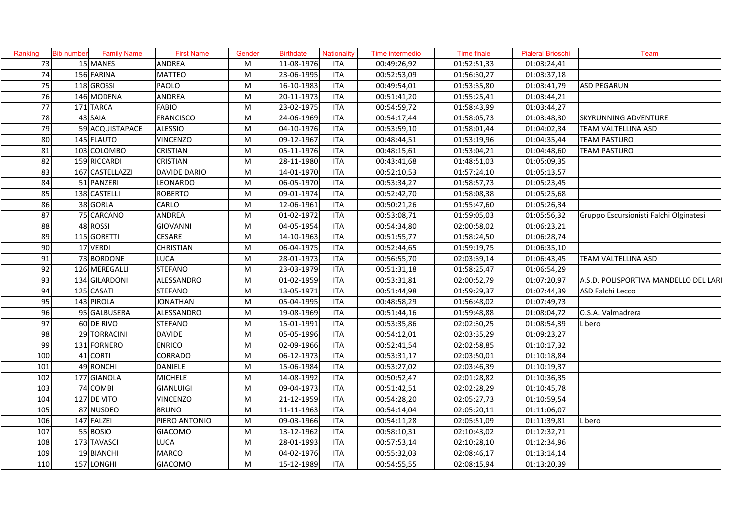| Ranking | Bib number | Family Name | First Name | Gender | Birthdate | Nationality | Time intermedio | Time finale | Pialeral Brioschi | Team |
|---|---|---|---|---|---|---|---|---|---|---|
| 73 | 15 | MANES | ANDREA | M | 11-08-1976 | ITA | 00:49:26,92 | 01:52:51,33 | 01:03:24,41 | |
| 74 | 156 | FARINA | MATTEO | M | 23-06-1995 | ITA | 00:52:53,09 | 01:56:30,27 | 01:03:37,18 | |
| 75 | 118 | GROSSI | PAOLO | M | 16-10-1983 | ITA | 00:49:54,01 | 01:53:35,80 | 01:03:41,79 | ASD PEGARUN |
| 76 | 146 | MODENA | ANDREA | M | 20-11-1973 | ITA | 00:51:41,20 | 01:55:25,41 | 01:03:44,21 | |
| 77 | 171 | TARCA | FABIO | M | 23-02-1975 | ITA | 00:54:59,72 | 01:58:43,99 | 01:03:44,27 | |
| 78 | 43 | SAIA | FRANCISCO | M | 24-06-1969 | ITA | 00:54:17,44 | 01:58:05,73 | 01:03:48,30 | SKYRUNNING ADVENTURE |
| 79 | 59 | ACQUISTAPACE | ALESSIO | M | 04-10-1976 | ITA | 00:53:59,10 | 01:58:01,44 | 01:04:02,34 | TEAM VALTELLINA ASD |
| 80 | 145 | FLAUTO | VINCENZO | M | 09-12-1967 | ITA | 00:48:44,51 | 01:53:19,96 | 01:04:35,44 | TEAM PASTURO |
| 81 | 103 | COLOMBO | CRISTIAN | M | 05-11-1976 | ITA | 00:48:15,61 | 01:53:04,21 | 01:04:48,60 | TEAM PASTURO |
| 82 | 159 | RICCARDI | CRISTIAN | M | 28-11-1980 | ITA | 00:43:41,68 | 01:48:51,03 | 01:05:09,35 | |
| 83 | 167 | CASTELLAZZI | DAVIDE DARIO | M | 14-01-1970 | ITA | 00:52:10,53 | 01:57:24,10 | 01:05:13,57 | |
| 84 | 51 | PANZERI | LEONARDO | M | 06-05-1970 | ITA | 00:53:34,27 | 01:58:57,73 | 01:05:23,45 | |
| 85 | 138 | CASTELLI | ROBERTO | M | 09-01-1974 | ITA | 00:52:42,70 | 01:58:08,38 | 01:05:25,68 | |
| 86 | 38 | GORLA | CARLO | M | 12-06-1961 | ITA | 00:50:21,26 | 01:55:47,60 | 01:05:26,34 | |
| 87 | 75 | CARCANO | ANDREA | M | 01-02-1972 | ITA | 00:53:08,71 | 01:59:05,03 | 01:05:56,32 | Gruppo Escursionisti Falchi Olginatesi |
| 88 | 48 | ROSSI | GIOVANNI | M | 04-05-1954 | ITA | 00:54:34,80 | 02:00:58,02 | 01:06:23,21 | |
| 89 | 115 | GORETTI | CESARE | M | 14-10-1963 | ITA | 00:51:55,77 | 01:58:24,50 | 01:06:28,74 | |
| 90 | 17 | VERDI | CHRISTIAN | M | 06-04-1975 | ITA | 00:52:44,65 | 01:59:19,75 | 01:06:35,10 | |
| 91 | 73 | BORDONE | LUCA | M | 28-01-1973 | ITA | 00:56:55,70 | 02:03:39,14 | 01:06:43,45 | TEAM VALTELLINA ASD |
| 92 | 126 | MEREGALLI | STEFANO | M | 23-03-1979 | ITA | 00:51:31,18 | 01:58:25,47 | 01:06:54,29 | |
| 93 | 134 | GILARDONI | ALESSANDRO | M | 01-02-1959 | ITA | 00:53:31,81 | 02:00:52,79 | 01:07:20,97 | A.S.D. POLISPORTIVA MANDELLO DEL LARI |
| 94 | 125 | CASATI | STEFANO | M | 13-05-1971 | ITA | 00:51:44,98 | 01:59:29,37 | 01:07:44,39 | ASD Falchi Lecco |
| 95 | 143 | PIROLA | JONATHAN | M | 05-04-1995 | ITA | 00:48:58,29 | 01:56:48,02 | 01:07:49,73 | |
| 96 | 95 | GALBUSERA | ALESSANDRO | M | 19-08-1969 | ITA | 00:51:44,16 | 01:59:48,88 | 01:08:04,72 | O.S.A. Valmadrera |
| 97 | 60 | DE RIVO | STEFANO | M | 15-01-1991 | ITA | 00:53:35,86 | 02:02:30,25 | 01:08:54,39 | Libero |
| 98 | 29 | TORRACINI | DAVIDE | M | 05-05-1996 | ITA | 00:54:12,01 | 02:03:35,29 | 01:09:23,27 | |
| 99 | 131 | FORNERO | ENRICO | M | 02-09-1966 | ITA | 00:52:41,54 | 02:02:58,85 | 01:10:17,32 | |
| 100 | 41 | CORTI | CORRADO | M | 06-12-1973 | ITA | 00:53:31,17 | 02:03:50,01 | 01:10:18,84 | |
| 101 | 49 | RONCHI | DANIELE | M | 15-06-1984 | ITA | 00:53:27,02 | 02:03:46,39 | 01:10:19,37 | |
| 102 | 177 | GIANOLA | MICHELE | M | 14-08-1992 | ITA | 00:50:52,47 | 02:01:28,82 | 01:10:36,35 | |
| 103 | 74 | COMBI | GIANLUIGI | M | 09-04-1973 | ITA | 00:51:42,51 | 02:02:28,29 | 01:10:45,78 | |
| 104 | 127 | DE VITO | VINCENZO | M | 21-12-1959 | ITA | 00:54:28,20 | 02:05:27,73 | 01:10:59,54 | |
| 105 | 87 | NUSDEO | BRUNO | M | 11-11-1963 | ITA | 00:54:14,04 | 02:05:20,11 | 01:11:06,07 | |
| 106 | 147 | FALZEI | PIERO ANTONIO | M | 09-03-1966 | ITA | 00:54:11,28 | 02:05:51,09 | 01:11:39,81 | Libero |
| 107 | 55 | BOSIO | GIACOMO | M | 13-12-1962 | ITA | 00:58:10,31 | 02:10:43,02 | 01:12:32,71 | |
| 108 | 173 | TAVASCI | LUCA | M | 28-01-1993 | ITA | 00:57:53,14 | 02:10:28,10 | 01:12:34,96 | |
| 109 | 19 | BIANCHI | MARCO | M | 04-02-1976 | ITA | 00:55:32,03 | 02:08:46,17 | 01:13:14,14 | |
| 110 | 157 | LONGHI | GIACOMO | M | 15-12-1989 | ITA | 00:54:55,55 | 02:08:15,94 | 01:13:20,39 | |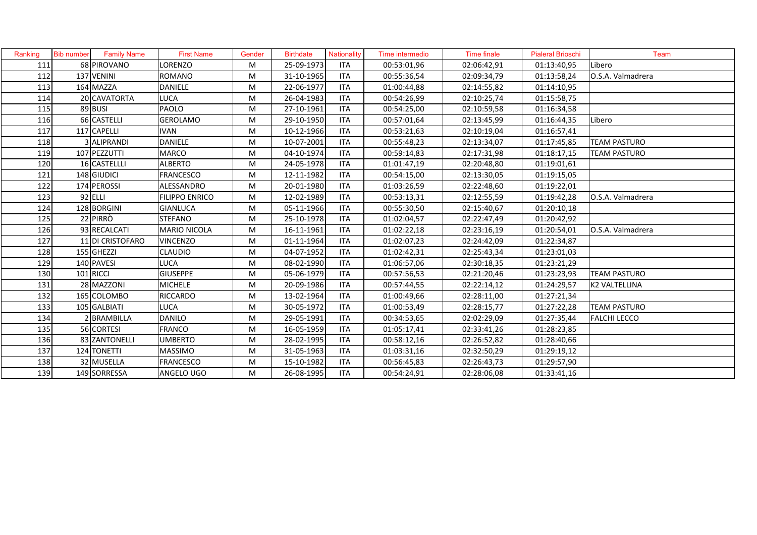| Ranking | Bib number | Family Name | First Name | Gender | Birthdate | Nationality | Time intermedio | Time finale | Pialeral Brioschi | Team |
|---|---|---|---|---|---|---|---|---|---|---|
| 111 | 68 | PIROVANO | LORENZO | M | 25-09-1973 | ITA | 00:53:01,96 | 02:06:42,91 | 01:13:40,95 | Libero |
| 112 | 137 | VENINI | ROMANO | M | 31-10-1965 | ITA | 00:55:36,54 | 02:09:34,79 | 01:13:58,24 | O.S.A. Valmadrera |
| 113 | 164 | MAZZA | DANIELE | M | 22-06-1977 | ITA | 01:00:44,88 | 02:14:55,82 | 01:14:10,95 | |
| 114 | 20 | CAVATORTA | LUCA | M | 26-04-1983 | ITA | 00:54:26,99 | 02:10:25,74 | 01:15:58,75 | |
| 115 | 89 | BUSI | PAOLO | M | 27-10-1961 | ITA | 00:54:25,00 | 02:10:59,58 | 01:16:34,58 | |
| 116 | 66 | CASTELLI | GEROLAMO | M | 29-10-1950 | ITA | 00:57:01,64 | 02:13:45,99 | 01:16:44,35 | Libero |
| 117 | 117 | CAPELLI | IVAN | M | 10-12-1966 | ITA | 00:53:21,63 | 02:10:19,04 | 01:16:57,41 | |
| 118 | 3 | ALIPRANDI | DANIELE | M | 10-07-2001 | ITA | 00:55:48,23 | 02:13:34,07 | 01:17:45,85 | TEAM PASTURO |
| 119 | 107 | PEZZUTTI | MARCO | M | 04-10-1974 | ITA | 00:59:14,83 | 02:17:31,98 | 01:18:17,15 | TEAM PASTURO |
| 120 | 16 | CASTELLLI | ALBERTO | M | 24-05-1978 | ITA | 01:01:47,19 | 02:20:48,80 | 01:19:01,61 | |
| 121 | 148 | GIUDICI | FRANCESCO | M | 12-11-1982 | ITA | 00:54:15,00 | 02:13:30,05 | 01:19:15,05 | |
| 122 | 174 | PEROSSI | ALESSANDRO | M | 20-01-1980 | ITA | 01:03:26,59 | 02:22:48,60 | 01:19:22,01 | |
| 123 | 92 | ELLI | FILIPPO ENRICO | M | 12-02-1989 | ITA | 00:53:13,31 | 02:12:55,59 | 01:19:42,28 | O.S.A. Valmadrera |
| 124 | 128 | BORGINI | GIANLUCA | M | 05-11-1966 | ITA | 00:55:30,50 | 02:15:40,67 | 01:20:10,18 | |
| 125 | 22 | PIRRÒ | STEFANO | M | 25-10-1978 | ITA | 01:02:04,57 | 02:22:47,49 | 01:20:42,92 | |
| 126 | 93 | RECALCATI | MARIO NICOLA | M | 16-11-1961 | ITA | 01:02:22,18 | 02:23:16,19 | 01:20:54,01 | O.S.A. Valmadrera |
| 127 | 11 | DI CRISTOFARO | VINCENZO | M | 01-11-1964 | ITA | 01:02:07,23 | 02:24:42,09 | 01:22:34,87 | |
| 128 | 155 | GHEZZI | CLAUDIO | M | 04-07-1952 | ITA | 01:02:42,31 | 02:25:43,34 | 01:23:01,03 | |
| 129 | 140 | PAVESI | LUCA | M | 08-02-1990 | ITA | 01:06:57,06 | 02:30:18,35 | 01:23:21,29 | |
| 130 | 101 | RICCI | GIUSEPPE | M | 05-06-1979 | ITA | 00:57:56,53 | 02:21:20,46 | 01:23:23,93 | TEAM PASTURO |
| 131 | 28 | MAZZONI | MICHELE | M | 20-09-1986 | ITA | 00:57:44,55 | 02:22:14,12 | 01:24:29,57 | K2 VALTELLINA |
| 132 | 165 | COLOMBO | RICCARDO | M | 13-02-1964 | ITA | 01:00:49,66 | 02:28:11,00 | 01:27:21,34 | |
| 133 | 105 | GALBIATI | LUCA | M | 30-05-1972 | ITA | 01:00:53,49 | 02:28:15,77 | 01:27:22,28 | TEAM PASTURO |
| 134 | 2 | BRAMBILLA | DANILO | M | 29-05-1991 | ITA | 00:34:53,65 | 02:02:29,09 | 01:27:35,44 | FALCHI LECCO |
| 135 | 56 | CORTESI | FRANCO | M | 16-05-1959 | ITA | 01:05:17,41 | 02:33:41,26 | 01:28:23,85 | |
| 136 | 83 | ZANTONELLI | UMBERTO | M | 28-02-1995 | ITA | 00:58:12,16 | 02:26:52,82 | 01:28:40,66 | |
| 137 | 124 | TONETTI | MASSIMO | M | 31-05-1963 | ITA | 01:03:31,16 | 02:32:50,29 | 01:29:19,12 | |
| 138 | 32 | MUSELLA | FRANCESCO | M | 15-10-1982 | ITA | 00:56:45,83 | 02:26:43,73 | 01:29:57,90 | |
| 139 | 149 | SORRESSA | ANGELO UGO | M | 26-08-1995 | ITA | 00:54:24,91 | 02:28:06,08 | 01:33:41,16 | |